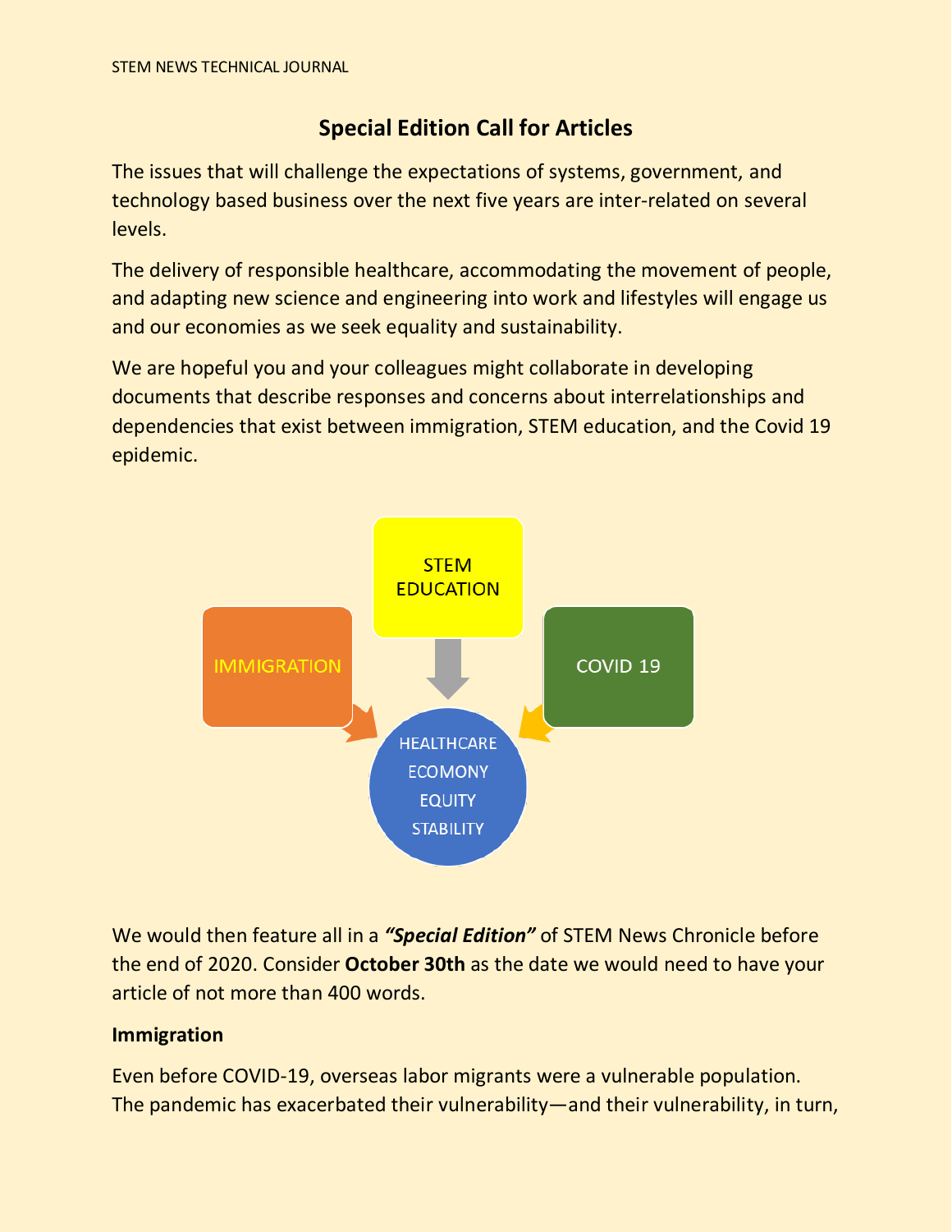# Special Edition Call for Articles

The issues that will challenge the expectations of systems, government, and technology based business over the next five years are inter-related on several levels.

The delivery of responsible healthcare, accommodating the movement of people, and adapting new science and engineering into work and lifestyles will engage us and our economies as we seek equality and sustainability.

We are hopeful you and your colleagues might collaborate in developing documents that describe responses and concerns about interrelationships and dependencies that exist between immigration, STEM education, and the Covid 19 epidemic.

STEM EDUCATION

IMMIGRATION

COVID 19

HEALTHCARE
ECOMONY
EQUITY
STABILITY

We would then feature all in a ***"Special Edition"*** of STEM News Chronicle before the end of 2020. Consider **October 30th** as the date we would need to have your article of not more than 400 words.

**Immigration**

Even before COVID-19, overseas labor migrants were a vulnerable population. The pandemic has exacerbated their vulnerability—and their vulnerability, in turn,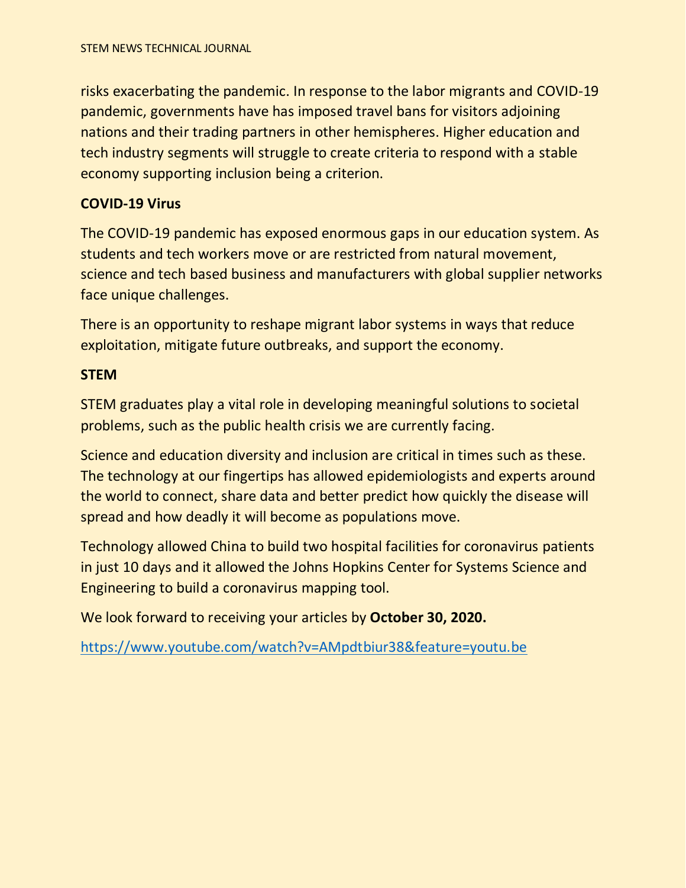risks exacerbating the pandemic. In response to the labor migrants and COVID-19 pandemic, governments have has imposed travel bans for visitors adjoining nations and their trading partners in other hemispheres. Higher education and tech industry segments will struggle to create criteria to respond with a stable economy supporting inclusion being a criterion.

**COVID-19 Virus**

The COVID-19 pandemic has exposed enormous gaps in our education system. As students and tech workers move or are restricted from natural movement, science and tech based business and manufacturers with global supplier networks face unique challenges.

There is an opportunity to reshape migrant labor systems in ways that reduce exploitation, mitigate future outbreaks, and support the economy.

**STEM**

STEM graduates play a vital role in developing meaningful solutions to societal problems, such as the public health crisis we are currently facing.

Science and education diversity and inclusion are critical in times such as these. The technology at our fingertips has allowed epidemiologists and experts around the world to connect, share data and better predict how quickly the disease will spread and how deadly it will become as populations move.

Technology allowed China to build two hospital facilities for coronavirus patients in just 10 days and it allowed the Johns Hopkins Center for Systems Science and Engineering to build a coronavirus mapping tool.

We look forward to receiving your articles by **October 30, 2020.**

https://www.youtube.com/watch?v=AMpdtbiur38&feature=youtu.be